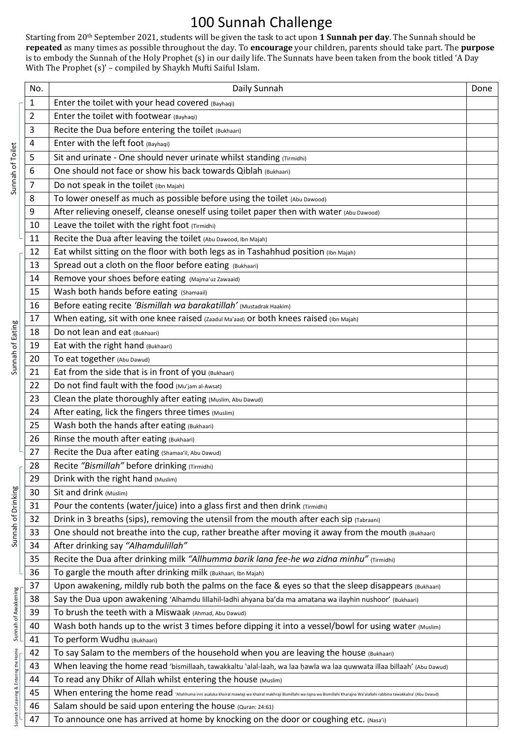# 100 Sunnah Challenge

Starting from 20th September 2021, students will be given the task to act upon **1 Sunnah per day**. The Sunnah should be **repeated** as many times as possible throughout the day. To **encourage** your children, parents should take part. The **purpose** is to embody the Sunnah of the Holy Prophet (s) in our daily life. The Sunnats have been taken from the book titled 'A Day With The Prophet (s)' – compiled by Shaykh Mufti Saiful Islam.

| Category | No. | Daily Sunnah | Done |
|---|---|---|---|
| Sunnah of Toilet | 1 | Enter the toilet with your head covered (Bayhaqi) | |
| | 2 | Enter the toilet with footwear (Bayhaqi) | |
| | 3 | Recite the Dua before entering the toilet (Bukhaari) | |
| | 4 | Enter with the left foot (Bayhaqi) | |
| | 5 | Sit and urinate - One should never urinate whilst standing (Tirmidhi) | |
| | 6 | One should not face or show his back towards Qiblah (Bukhaari) | |
| | 7 | Do not speak in the toilet (Ibn Majah) | |
| | 8 | To lower oneself as much as possible before using the toilet (Abu Dawood) | |
| | 9 | After relieving oneself, cleanse oneself using toilet paper then with water (Abu Dawood) | |
| | 10 | Leave the toilet with the right foot (Tirmidhi) | |
| | 11 | Recite the Dua after leaving the toilet (Abu Dawood, Ibn Majah) | |
| Sunnah of Eating | 12 | Eat whilst sitting on the floor with both legs as in Tashahhud position (Ibn Majah) | |
| | 13 | Spread out a cloth on the floor before eating (Bukhaari) | |
| | 14 | Remove your shoes before eating (Majma'uz Zawaaid) | |
| | 15 | Wash both hands before eating (Shamaail) | |
| | 16 | Before eating recite *'Bismillah wa barakatillah'* (Mustadrak Haakim) | |
| | 17 | When eating, sit with one knee raised (Zaadul Ma'aad) or both knees raised (Ibn Majah) | |
| | 18 | Do not lean and eat (Bukhaari) | |
| | 19 | Eat with the right hand (Bukhaari) | |
| | 20 | To eat together (Abu Dawud) | |
| | 21 | Eat from the side that is in front of you (Bukhaari) | |
| | 22 | Do not find fault with the food (Mu'jam al-Awsat) | |
| | 23 | Clean the plate thoroughly after eating (Muslim, Abu Dawud) | |
| | 24 | After eating, lick the fingers three times (Muslim) | |
| | 25 | Wash both the hands after eating (Bukhaari) | |
| | 26 | Rinse the mouth after eating (Bukhaari) | |
| | 27 | Recite the Dua after eating (Shamaa'il, Abu Dawud) | |
| Sunnah of Drinking | 28 | Recite *"Bismillah"* before drinking (Tirmidhi) | |
| | 29 | Drink with the right hand (Muslim) | |
| | 30 | Sit and drink (Muslim) | |
| | 31 | Pour the contents (water/juice) into a glass first and then drink (Tirmidhi) | |
| | 32 | Drink in 3 breaths (sips), removing the utensil from the mouth after each sip (Tabraani) | |
| | 33 | One should not breathe into the cup, rather breathe after moving it away from the mouth (Bukhaari) | |
| | 34 | After drinking say *"Alhamdulillah"* | |
| | 35 | Recite the Dua after drinking milk *"Allhumma barik lana fee-he wa zidna minhu"* (Tirmidhi) | |
| | 36 | To gargle the mouth after drinking milk (Bukhaari, Ibn Majah) | |
| Sunnah of Awakening | 37 | Upon awakening, mildly rub both the palms on the face & eyes so that the sleep disappears (Bukhaari) | |
| | 38 | Say the Dua upon awakening 'Alhamdu lillahil-ladhi ahyana ba'da ma amatana wa ilayhin nushoor' (Bukhaari) | |
| | 39 | To brush the teeth with a Miswaak (Ahmad, Abu Dawud) | |
| | 40 | Wash both hands up to the wrist 3 times before dipping it into a vessel/bowl for using water (Muslim) | |
| | 41 | To perform Wudhu (Bukhaari) | |
| Sunnah of Leaving & Entering the Home | 42 | To say Salam to the members of the household when you are leaving the house (Bukhaari) | |
| | 43 | When leaving the home read 'bismillaah, tawakkaltu 'alal-laah, wa laa ḥawla wa laa quwwata illaa billaah' (Abu Dawud) | |
| | 44 | To read any Dhikr of Allah whilst entering the house (Muslim) | |
| | 45 | When entering the home read 'Allahhuma inni asaluka khairal mawlaji wa khairal makhraji Bismillahi wa-lajna wa Bismillahi Kharajna Wa'alallahi rabbina tawakkalna' (Abu Dawud) | |
| | 46 | Salam should be said upon entering the house (Quran: 24:61) | |
| | 47 | To announce one has arrived at home by knocking on the door or coughing etc. (Nasa'i) | |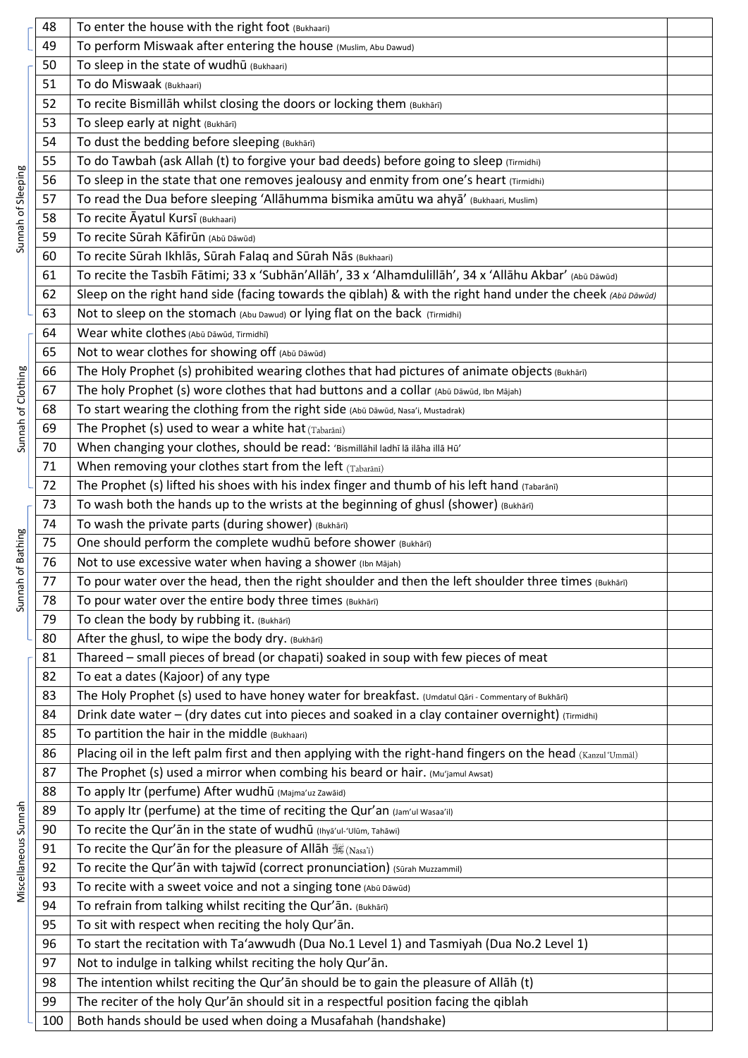| | | | |
|---|---|---|---|
| | 48 | To enter the house with the right foot (Bukhaari) | |
| | 49 | To perform Miswaak after entering the house (Muslim, Abu Dawud) | |
| Sunnah of Sleeping | 50 | To sleep in the state of wudhū (Bukhaari) | |
| | 51 | To do Miswaak (Bukhaari) | |
| | 52 | To recite Bismillāh whilst closing the doors or locking them (Bukhārī) | |
| | 53 | To sleep early at night (Bukhārī) | |
| | 54 | To dust the bedding before sleeping (Bukhārī) | |
| | 55 | To do Tawbah (ask Allah (t) to forgive your bad deeds) before going to sleep (Tirmidhi) | |
| | 56 | To sleep in the state that one removes jealousy and enmity from one's heart (Tirmidhi) | |
| | 57 | To read the Dua before sleeping 'Allāhumma bismika amūtu wa ahyā' (Bukhaari, Muslim) | |
| | 58 | To recite Āyatul Kursī (Bukhaari) | |
| | 59 | To recite Sūrah Kāfirūn (Abū Dāwūd) | |
| | 60 | To recite Sūrah Ikhlās, Sūrah Falaq and Sūrah Nās (Bukhaari) | |
| | 61 | To recite the Tasbīh Fātimi; 33 x 'Subhān'Allāh', 33 x 'Alhamdulillāh', 34 x 'Allāhu Akbar' (Abū Dāwūd) | |
| | 62 | Sleep on the right hand side (facing towards the qiblah) & with the right hand under the cheek *(Abū Dāwūd)* | |
| | 63 | Not to sleep on the stomach (Abu Dawud) or lying flat on the back (Tirmidhi) | |
| Sunnah of Clothing | 64 | Wear white clothes (Abū Dāwūd, Tirmidhī) | |
| | 65 | Not to wear clothes for showing off (Abū Dāwūd) | |
| | 66 | The Holy Prophet (s) prohibited wearing clothes that had pictures of animate objects (Bukhārī) | |
| | 67 | The holy Prophet (s) wore clothes that had buttons and a collar (Abū Dāwūd, Ibn Mājah) | |
| | 68 | To start wearing the clothing from the right side (Abū Dāwūd, Nasa'i, Mustadrak) | |
| | 69 | The Prophet (s) used to wear a white hat (Tabarāni) | |
| | 70 | When changing your clothes, should be read: 'Bismillāhil ladhī lā ilāha illā Hū' | |
| | 71 | When removing your clothes start from the left (Tabarāni) | |
| | 72 | The Prophet (s) lifted his shoes with his index finger and thumb of his left hand (Tabarānī) | |
| Sunnah of Bathing | 73 | To wash both the hands up to the wrists at the beginning of ghusl (shower) (Bukhārī) | |
| | 74 | To wash the private parts (during shower) (Bukhārī) | |
| | 75 | One should perform the complete wudhū before shower (Bukhārī) | |
| | 76 | Not to use excessive water when having a shower (Ibn Mājah) | |
| | 77 | To pour water over the head, then the right shoulder and then the left shoulder three times (Bukhārī) | |
| | 78 | To pour water over the entire body three times (Bukhārī) | |
| | 79 | To clean the body by rubbing it. (Bukhārī) | |
| | 80 | After the ghusl, to wipe the body dry. (Bukhārī) | |
| Miscellaneous Sunnah | 81 | Thareed – small pieces of bread (or chapati) soaked in soup with few pieces of meat | |
| | 82 | To eat a dates (Kajoor) of any type | |
| | 83 | The Holy Prophet (s) used to have honey water for breakfast. (Umdatul Qāri - Commentary of Bukhārī) | |
| | 84 | Drink date water – (dry dates cut into pieces and soaked in a clay container overnight) (Tirmidhi) | |
| | 85 | To partition the hair in the middle (Bukhaari) | |
| | 86 | Placing oil in the left palm first and then applying with the right-hand fingers on the head (Kanzul 'Ummāl) | |
| | 87 | The Prophet (s) used a mirror when combing his beard or hair. (Mu'jamul Awsat) | |
| | 88 | To apply Itr (perfume) After wudhū (Majma'uz Zawāid) | |
| | 89 | To apply Itr (perfume) at the time of reciting the Qur'an (Jam'ul Wasaa'il) | |
| | 90 | To recite the Qur'ān in the state of wudhū (Ihyā'ul-'Ulūm, Tahāwi) | |
| | 91 | To recite the Qur'ān for the pleasure of Allāh ﷻ (Nasa'i) | |
| | 92 | To recite the Qur'ān with tajwīd (correct pronunciation) (Sūrah Muzzammil) | |
| | 93 | To recite with a sweet voice and not a singing tone (Abū Dāwūd) | |
| | 94 | To refrain from talking whilst reciting the Qur'ān. (Bukhārī) | |
| | 95 | To sit with respect when reciting the holy Qur'ān. | |
| | 96 | To start the recitation with Ta'awwudh (Dua No.1 Level 1) and Tasmiyah (Dua No.2 Level 1) | |
| | 97 | Not to indulge in talking whilst reciting the holy Qur'ān. | |
| | 98 | The intention whilst reciting the Qur'ān should be to gain the pleasure of Allāh (t) | |
| | 99 | The reciter of the holy Qur'ān should sit in a respectful position facing the qiblah | |
| | 100 | Both hands should be used when doing a Musafahah (handshake) | |